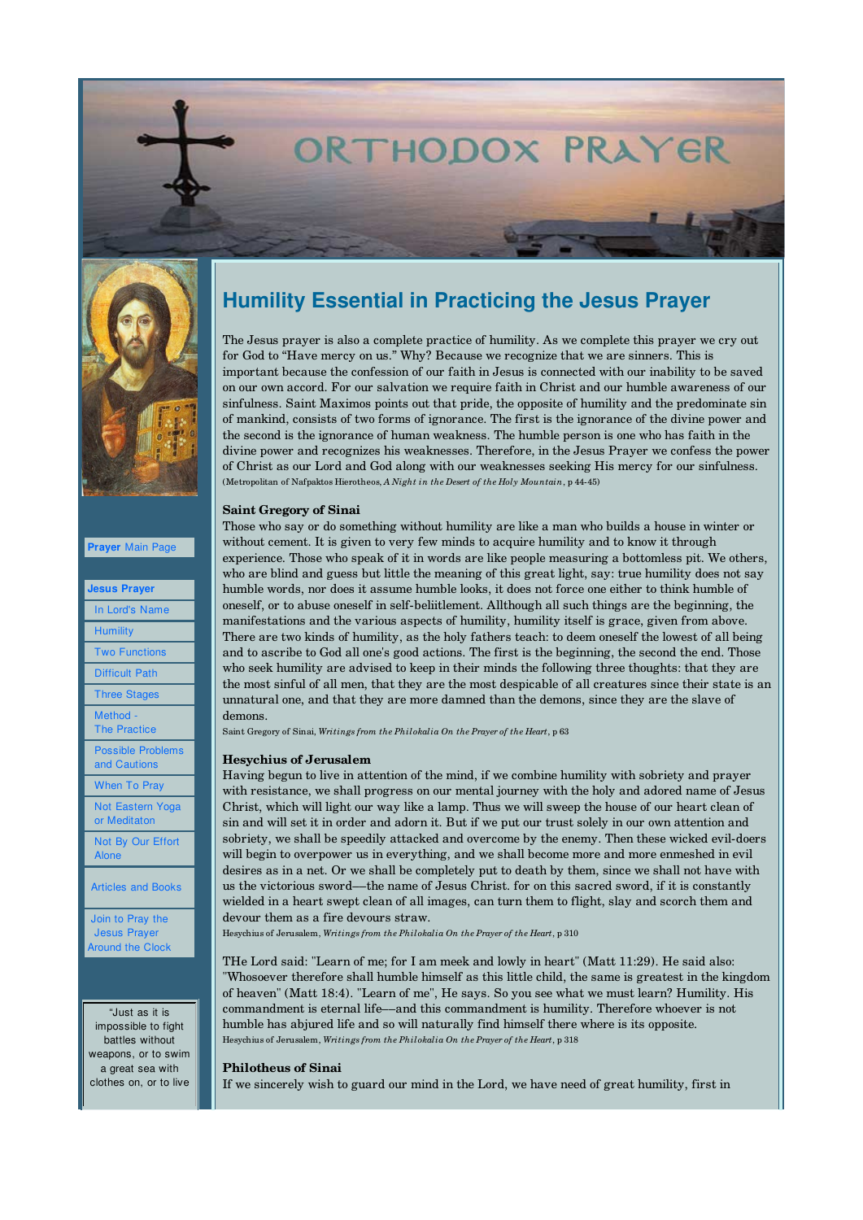# ORTHODOX PRAYER

**Prayer** Main Page

**Jesus Prayer**

- In Lord's Name
- Humility
- Two Functions
- Difficult Path
- Three Stages
- Method - The Practice
- Possible Problems and Cautions
- When To Pray
- Not Eastern Yoga or Meditaton
- Not By Our Effort Alone

Articles and Books

Join to Pray the Jesus Prayer Around the Clock

"Just as it is impossible to fight battles without weapons, or to swim a great sea with clothes on, or to live

## Humility Essential in Practicing the Jesus Prayer

The Jesus prayer is also a complete practice of humility. As we complete this prayer we cry out for God to "Have mercy on us." Why? Because we recognize that we are sinners. This is important because the confession of our faith in Jesus is connected with our inability to be saved on our own accord. For our salvation we require faith in Christ and our humble awareness of our sinfulness. Saint Maximos points out that pride, the opposite of humility and the predominate sin of mankind, consists of two forms of ignorance. The first is the ignorance of the divine power and the second is the ignorance of human weakness. The humble person is one who has faith in the divine power and recognizes his weaknesses. Therefore, in the Jesus Prayer we confess the power of Christ as our Lord and God along with our weaknesses seeking His mercy for our sinfulness. (Metropolitan of Nafpaktos Hierotheos, *A Night in the Desert of the Holy Mountain*, p 44-45)

**Saint Gregory of Sinai**

Those who say or do something without humility are like a man who builds a house in winter or without cement. It is given to very few minds to acquire humility and to know it through experience. Those who speak of it in words are like people measuring a bottomless pit. We others, who are blind and guess but little the meaning of this great light, say: true humility does not say humble words, nor does it assume humble looks, it does not force one either to think humble of oneself, or to abuse oneself in self-beliitlement. Allthough all such things are the beginning, the manifestations and the various aspects of humility, humility itself is grace, given from above. There are two kinds of humility, as the holy fathers teach: to deem oneself the lowest of all being and to ascribe to God all one's good actions. The first is the beginning, the second the end. Those who seek humility are advised to keep in their minds the following three thoughts: that they are the most sinful of all men, that they are the most despicable of all creatures since their state is an unnatural one, and that they are more damned than the demons, since they are the slave of demons.

Saint Gregory of Sinai, *Writings from the Philokalia On the Prayer of the Heart*, p 63

**Hesychius of Jerusalem**

Having begun to live in attention of the mind, if we combine humility with sobriety and prayer with resistance, we shall progress on our mental journey with the holy and adored name of Jesus Christ, which will light our way like a lamp. Thus we will sweep the house of our heart clean of sin and will set it in order and adorn it. But if we put our trust solely in our own attention and sobriety, we shall be speedily attacked and overcome by the enemy. Then these wicked evil-doers will begin to overpower us in everything, and we shall become more and more enmeshed in evil desires as in a net. Or we shall be completely put to death by them, since we shall not have with us the victorious sword—the name of Jesus Christ. for on this sacred sword, if it is constantly wielded in a heart swept clean of all images, can turn them to flight, slay and scorch them and devour them as a fire devours straw.

Hesychius of Jerusalem, *Writings from the Philokalia On the Prayer of the Heart*, p 310

THe Lord said: "Learn of me; for I am meek and lowly in heart" (Matt 11:29). He said also: "Whosoever therefore shall humble himself as this little child, the same is greatest in the kingdom of heaven" (Matt 18:4). "Learn of me", He says. So you see what we must learn? Humility. His commandment is eternal life—and this commandment is humility. Therefore whoever is not humble has abjured life and so will naturally find himself there where is its opposite.

Hesychius of Jerusalem, *Writings from the Philokalia On the Prayer of the Heart*, p 318

**Philotheus of Sinai**

If we sincerely wish to guard our mind in the Lord, we have need of great humility, first in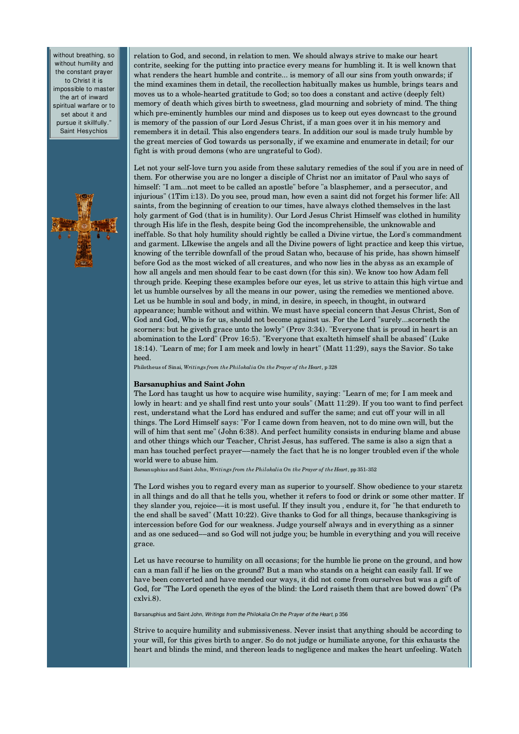without breathing, so without humility and the constant prayer to Christ it is impossible to master the art of inward spiritual warfare or to set about it and pursue it skillfully." Saint Hesychios

relation to God, and second, in relation to men. We should always strive to make our heart contrite, seeking for the putting into practice every means for humbling it. It is well known that what renders the heart humble and contrite... is memory of all our sins from youth onwards; if the mind examines them in detail, the recollection habitually makes us humble, brings tears and moves us to a whole-hearted gratitude to God; so too does a constant and active (deeply felt) memory of death which gives birth to sweetness, glad mourning and sobriety of mind. The thing which pre-eminently humbles our mind and disposes us to keep out eyes downcast to the ground is memory of the passion of our Lord Jesus Christ, if a man goes over it in his memory and remembers it in detail. This also engenders tears. In addition our soul is made truly humble by the great mercies of God towards us personally, if we examine and enumerate in detail; for our fight is with proud demons (who are ungrateful to God).

Let not your self-love turn you aside from these salutary remedies of the soul if you are in need of them. For otherwise you are no longer a disciple of Christ nor an imitator of Paul who says of himself: "I am...not meet to be called an apostle" before "a blasphemer, and a persecutor, and injurious" (1Tim i:13). Do you see, proud man, how even a saint did not forget his former life: All saints, from the beginning of creation to our times, have always clothed themselves in the last holy garment of God (that is in humility). Our Lord Jesus Christ Himself was clothed in humility through His life in the flesh, despite being God the incomprehensible, the unknowable and ineffable. So that holy humility should rightly be called a Divine virtue, the Lord's commandment and garment. LIkewise the angels and all the Divine powers of light practice and keep this virtue, knowing of the terrible downfall of the proud Satan who, because of his pride, has shown himself before God as the most wicked of all creatures, and who now lies in the abyss as an example of how all angels and men should fear to be cast down (for this sin). We know too how Adam fell through pride. Keeping these examples before our eyes, let us strive to attain this high virtue and let us humble ourselves by all the means in our power, using the remedies we mentioned above. Let us be humble in soul and body, in mind, in desire, in speech, in thought, in outward appearance; humble without and within. We must have special concern that Jesus Christ, Son of God and God, Who is for us, should not become against us. For the Lord "surely...scorneth the scorners: but he giveth grace unto the lowly" (Prov 3:34). "Everyone that is proud in heart is an abomination to the Lord" (Prov 16:5). "Everyone that exalteth himself shall be abased" (Luke 18:14). "Learn of me; for I am meek and lowly in heart" (Matt 11:29), says the Savior. So take heed.

Philotheus of Sinai, *Writings from the Philokalia On the Prayer of the Heart*, p 328

**Barsanuphius and Saint John**

The Lord has taught us how to acquire wise humility, saying: "Learn of me; for I am meek and lowly in heart: and ye shall find rest unto your souls" (Matt 11:29). If you too want to find perfect rest, understand what the Lord has endured and suffer the same; and cut off your will in all things. The Lord Himself says: "For I came down from heaven, not to do mine own will, but the will of him that sent me" (John 6:38). And perfect humility consists in enduring blame and abuse and other things which our Teacher, Christ Jesus, has suffered. The same is also a sign that a man has touched perfect prayer—namely the fact that he is no longer troubled even if the whole world were to abuse him.

Barsanuphius and Saint John, *Writings from the Philokalia On the Prayer of the Heart*, pp 351-352

The Lord wishes you to regard every man as superior to yourself. Show obedience to your staretz in all things and do all that he tells you, whether it refers to food or drink or some other matter. If they slander you, rejoice—it is most useful. If they insult you , endure it, for "he that endureth to the end shall be saved" (Matt 10:22). Give thanks to God for all things, because thanksgiving is intercession before God for our weakness. Judge yourself always and in everything as a sinner and as one seduced—and so God will not judge you; be humble in everything and you will receive grace.

Let us have recourse to humility on all occasions; for the humble lie prone on the ground, and how can a man fall if he lies on the ground? But a man who stands on a height can easily fall. If we have been converted and have mended our ways, it did not come from ourselves but was a gift of God, for "The Lord openeth the eyes of the blind: the Lord raiseth them that are bowed down" (Ps cxlvi.8).

Barsanuphius and Saint John, *Writings from the Philokalia On the Prayer of the Heart*, p 356

Strive to acquire humility and submissiveness. Never insist that anything should be according to your will, for this gives birth to anger. So do not judge or humiliate anyone, for this exhausts the heart and blinds the mind, and thereon leads to negligence and makes the heart unfeeling. Watch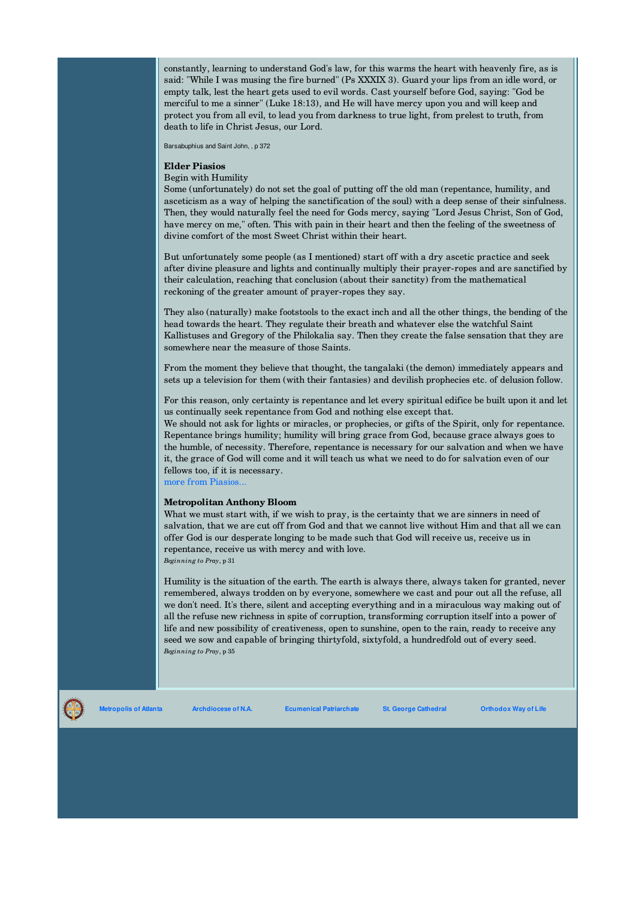constantly, learning to understand God's law, for this warms the heart with heavenly fire, as is said: "While I was musing the fire burned" (Ps XXXIX 3). Guard your lips from an idle word, or empty talk, lest the heart gets used to evil words. Cast yourself before God, saying: "God be merciful to me a sinner" (Luke 18:13), and He will have mercy upon you and will keep and protect you from all evil, to lead you from darkness to true light, from prelest to truth, from death to life in Christ Jesus, our Lord.

Barsabuphius and Saint John, , p 372

**Elder Piasios**

Begin with Humility

Some (unfortunately) do not set the goal of putting off the old man (repentance, humility, and asceticism as a way of helping the sanctification of the soul) with a deep sense of their sinfulness. Then, they would naturally feel the need for Gods mercy, saying "Lord Jesus Christ, Son of God, have mercy on me," often. This with pain in their heart and then the feeling of the sweetness of divine comfort of the most Sweet Christ within their heart.

But unfortunately some people (as I mentioned) start off with a dry ascetic practice and seek after divine pleasure and lights and continually multiply their prayer-ropes and are sanctified by their calculation, reaching that conclusion (about their sanctity) from the mathematical reckoning of the greater amount of prayer-ropes they say.

They also (naturally) make footstools to the exact inch and all the other things, the bending of the head towards the heart. They regulate their breath and whatever else the watchful Saint Kallistuses and Gregory of the Philokalia say. Then they create the false sensation that they are somewhere near the measure of those Saints.

From the moment they believe that thought, the tangalaki (the demon) immediately appears and sets up a television for them (with their fantasies) and devilish prophecies etc. of delusion follow.

For this reason, only certainty is repentance and let every spiritual edifice be built upon it and let us continually seek repentance from God and nothing else except that.
We should not ask for lights or miracles, or prophecies, or gifts of the Spirit, only for repentance. Repentance brings humility; humility will bring grace from God, because grace always goes to the humble, of necessity. Therefore, repentance is necessary for our salvation and when we have it, the grace of God will come and it will teach us what we need to do for salvation even of our fellows too, if it is necessary.
more from Piasios...

**Metropolitan Anthony Bloom**

What we must start with, if we wish to pray, is the certainty that we are sinners in need of salvation, that we are cut off from God and that we cannot live without Him and that all we can offer God is our desperate longing to be made such that God will receive us, receive us in repentance, receive us with mercy and with love.
*Beginning to Pray*, p 31

Humility is the situation of the earth. The earth is always there, always taken for granted, never remembered, always trodden on by everyone, somewhere we cast and pour out all the refuse, all we don't need. It's there, silent and accepting everything and in a miraculous way making out of all the refuse new richness in spite of corruption, transforming corruption itself into a power of life and new possibility of creativeness, open to sunshine, open to the rain, ready to receive any seed we sow and capable of bringing thirtyfold, sixtyfold, a hundredfold out of every seed.
*Beginning to Pray*, p 35

Metropolis of Atlanta | Archdiocese of N.A. | Ecumenical Patriarchate | St. George Cathedral | Orthodox Way of Life